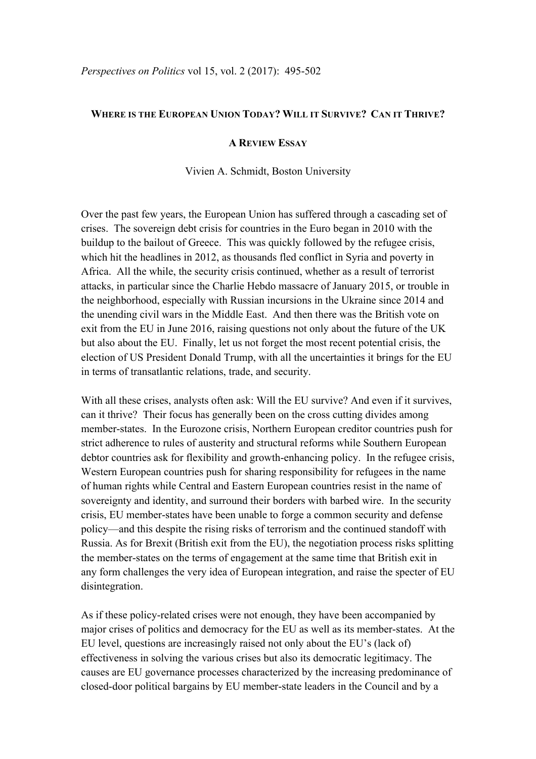*Perspectives on Politics* vol 15, vol. 2 (2017): 495-502

# WHERE IS THE EUROPEAN UNION TODAY? WILL IT SURVIVE? CAN IT THRIVE?

## A REVIEW ESSAY

Vivien A. Schmidt, Boston University

Over the past few years, the European Union has suffered through a cascading set of crises. The sovereign debt crisis for countries in the Euro began in 2010 with the buildup to the bailout of Greece. This was quickly followed by the refugee crisis, which hit the headlines in 2012, as thousands fled conflict in Syria and poverty in Africa. All the while, the security crisis continued, whether as a result of terrorist attacks, in particular since the Charlie Hebdo massacre of January 2015, or trouble in the neighborhood, especially with Russian incursions in the Ukraine since 2014 and the unending civil wars in the Middle East. And then there was the British vote on exit from the EU in June 2016, raising questions not only about the future of the UK but also about the EU. Finally, let us not forget the most recent potential crisis, the election of US President Donald Trump, with all the uncertainties it brings for the EU in terms of transatlantic relations, trade, and security.

With all these crises, analysts often ask: Will the EU survive? And even if it survives, can it thrive? Their focus has generally been on the cross cutting divides among member-states. In the Eurozone crisis, Northern European creditor countries push for strict adherence to rules of austerity and structural reforms while Southern European debtor countries ask for flexibility and growth-enhancing policy. In the refugee crisis, Western European countries push for sharing responsibility for refugees in the name of human rights while Central and Eastern European countries resist in the name of sovereignty and identity, and surround their borders with barbed wire. In the security crisis, EU member-states have been unable to forge a common security and defense policy—and this despite the rising risks of terrorism and the continued standoff with Russia. As for Brexit (British exit from the EU), the negotiation process risks splitting the member-states on the terms of engagement at the same time that British exit in any form challenges the very idea of European integration, and raise the specter of EU disintegration.

As if these policy-related crises were not enough, they have been accompanied by major crises of politics and democracy for the EU as well as its member-states. At the EU level, questions are increasingly raised not only about the EU's (lack of) effectiveness in solving the various crises but also its democratic legitimacy. The causes are EU governance processes characterized by the increasing predominance of closed-door political bargains by EU member-state leaders in the Council and by a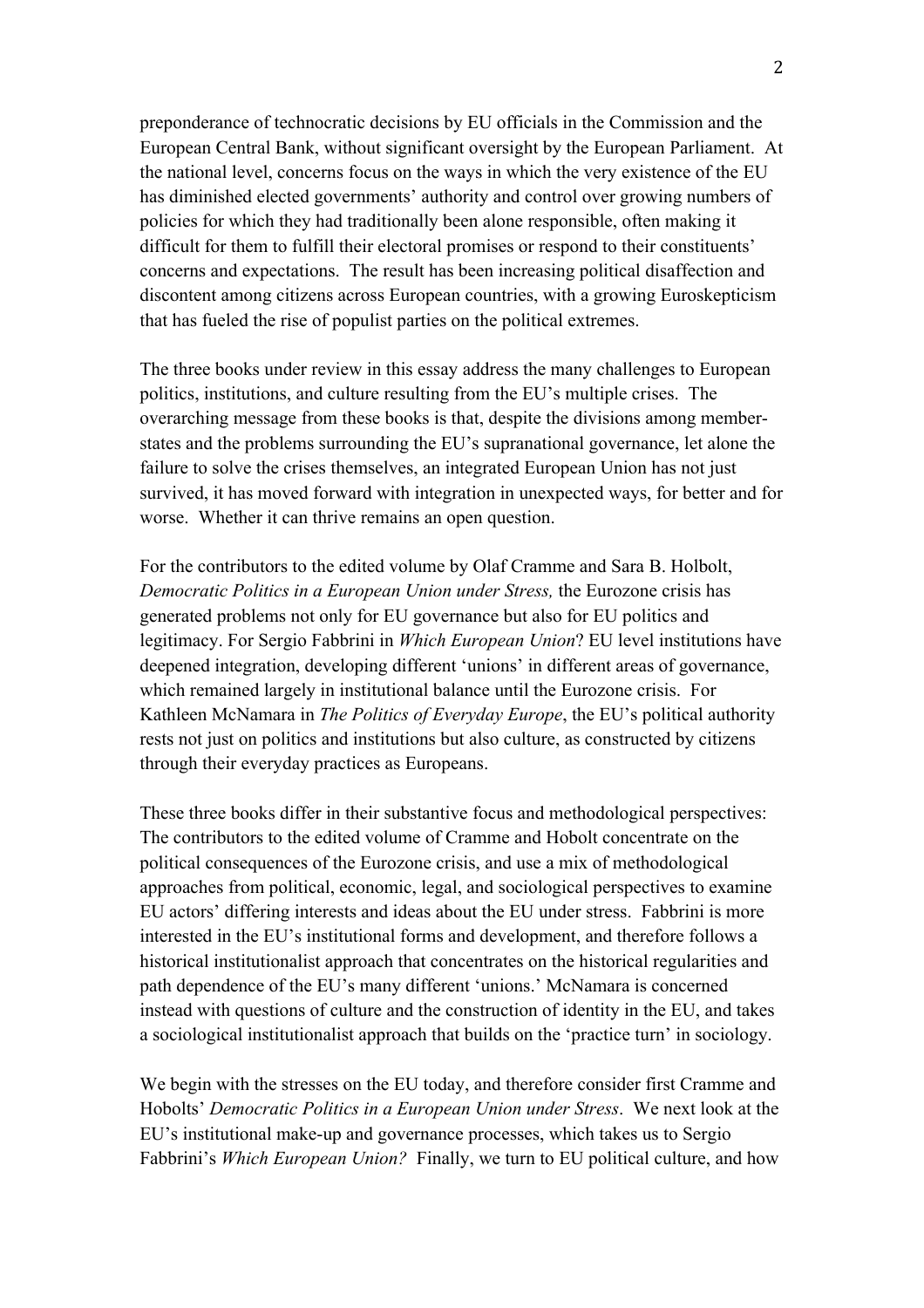preponderance of technocratic decisions by EU officials in the Commission and the European Central Bank, without significant oversight by the European Parliament. At the national level, concerns focus on the ways in which the very existence of the EU has diminished elected governments' authority and control over growing numbers of policies for which they had traditionally been alone responsible, often making it difficult for them to fulfill their electoral promises or respond to their constituents' concerns and expectations. The result has been increasing political disaffection and discontent among citizens across European countries, with a growing Euroskepticism that has fueled the rise of populist parties on the political extremes.

The three books under review in this essay address the many challenges to European politics, institutions, and culture resulting from the EU's multiple crises. The overarching message from these books is that, despite the divisions among member-states and the problems surrounding the EU's supranational governance, let alone the failure to solve the crises themselves, an integrated European Union has not just survived, it has moved forward with integration in unexpected ways, for better and for worse. Whether it can thrive remains an open question.

For the contributors to the edited volume by Olaf Cramme and Sara B. Holbolt, *Democratic Politics in a European Union under Stress,* the Eurozone crisis has generated problems not only for EU governance but also for EU politics and legitimacy. For Sergio Fabbrini in *Which European Union*? EU level institutions have deepened integration, developing different 'unions' in different areas of governance, which remained largely in institutional balance until the Eurozone crisis. For Kathleen McNamara in *The Politics of Everyday Europe*, the EU's political authority rests not just on politics and institutions but also culture, as constructed by citizens through their everyday practices as Europeans.

These three books differ in their substantive focus and methodological perspectives: The contributors to the edited volume of Cramme and Hobolt concentrate on the political consequences of the Eurozone crisis, and use a mix of methodological approaches from political, economic, legal, and sociological perspectives to examine EU actors' differing interests and ideas about the EU under stress. Fabbrini is more interested in the EU's institutional forms and development, and therefore follows a historical institutionalist approach that concentrates on the historical regularities and path dependence of the EU's many different 'unions.' McNamara is concerned instead with questions of culture and the construction of identity in the EU, and takes a sociological institutionalist approach that builds on the 'practice turn' in sociology.

We begin with the stresses on the EU today, and therefore consider first Cramme and Hobolts' *Democratic Politics in a European Union under Stress*. We next look at the EU's institutional make-up and governance processes, which takes us to Sergio Fabbrini's *Which European Union?* Finally, we turn to EU political culture, and how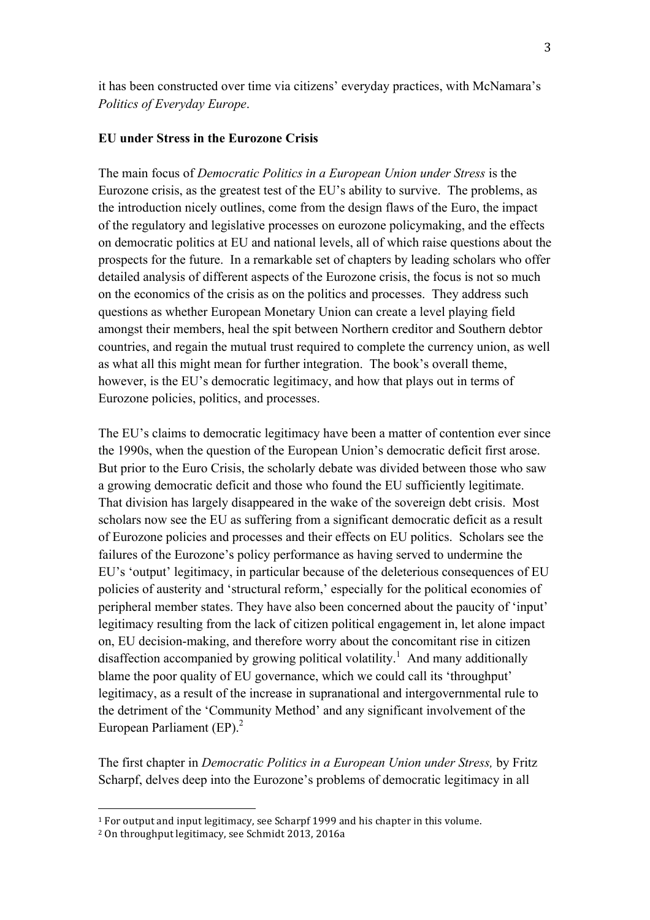it has been constructed over time via citizens' everyday practices, with McNamara's *Politics of Everyday Europe*.

**EU under Stress in the Eurozone Crisis**

The main focus of *Democratic Politics in a European Union under Stress* is the Eurozone crisis, as the greatest test of the EU's ability to survive. The problems, as the introduction nicely outlines, come from the design flaws of the Euro, the impact of the regulatory and legislative processes on eurozone policymaking, and the effects on democratic politics at EU and national levels, all of which raise questions about the prospects for the future. In a remarkable set of chapters by leading scholars who offer detailed analysis of different aspects of the Eurozone crisis, the focus is not so much on the economics of the crisis as on the politics and processes. They address such questions as whether European Monetary Union can create a level playing field amongst their members, heal the spit between Northern creditor and Southern debtor countries, and regain the mutual trust required to complete the currency union, as well as what all this might mean for further integration. The book's overall theme, however, is the EU's democratic legitimacy, and how that plays out in terms of Eurozone policies, politics, and processes.

The EU's claims to democratic legitimacy have been a matter of contention ever since the 1990s, when the question of the European Union's democratic deficit first arose. But prior to the Euro Crisis, the scholarly debate was divided between those who saw a growing democratic deficit and those who found the EU sufficiently legitimate. That division has largely disappeared in the wake of the sovereign debt crisis. Most scholars now see the EU as suffering from a significant democratic deficit as a result of Eurozone policies and processes and their effects on EU politics. Scholars see the failures of the Eurozone's policy performance as having served to undermine the EU's 'output' legitimacy, in particular because of the deleterious consequences of EU policies of austerity and 'structural reform,' especially for the political economies of peripheral member states. They have also been concerned about the paucity of 'input' legitimacy resulting from the lack of citizen political engagement in, let alone impact on, EU decision-making, and therefore worry about the concomitant rise in citizen disaffection accompanied by growing political volatility.[1] And many additionally blame the poor quality of EU governance, which we could call its 'throughput' legitimacy, as a result of the increase in supranational and intergovernmental rule to the detriment of the 'Community Method' and any significant involvement of the European Parliament (EP).[2]

The first chapter in *Democratic Politics in a European Union under Stress,* by Fritz Scharpf, delves deep into the Eurozone's problems of democratic legitimacy in all

---

[1] For output and input legitimacy, see Scharpf 1999 and his chapter in this volume.

[2] On throughput legitimacy, see Schmidt 2013, 2016a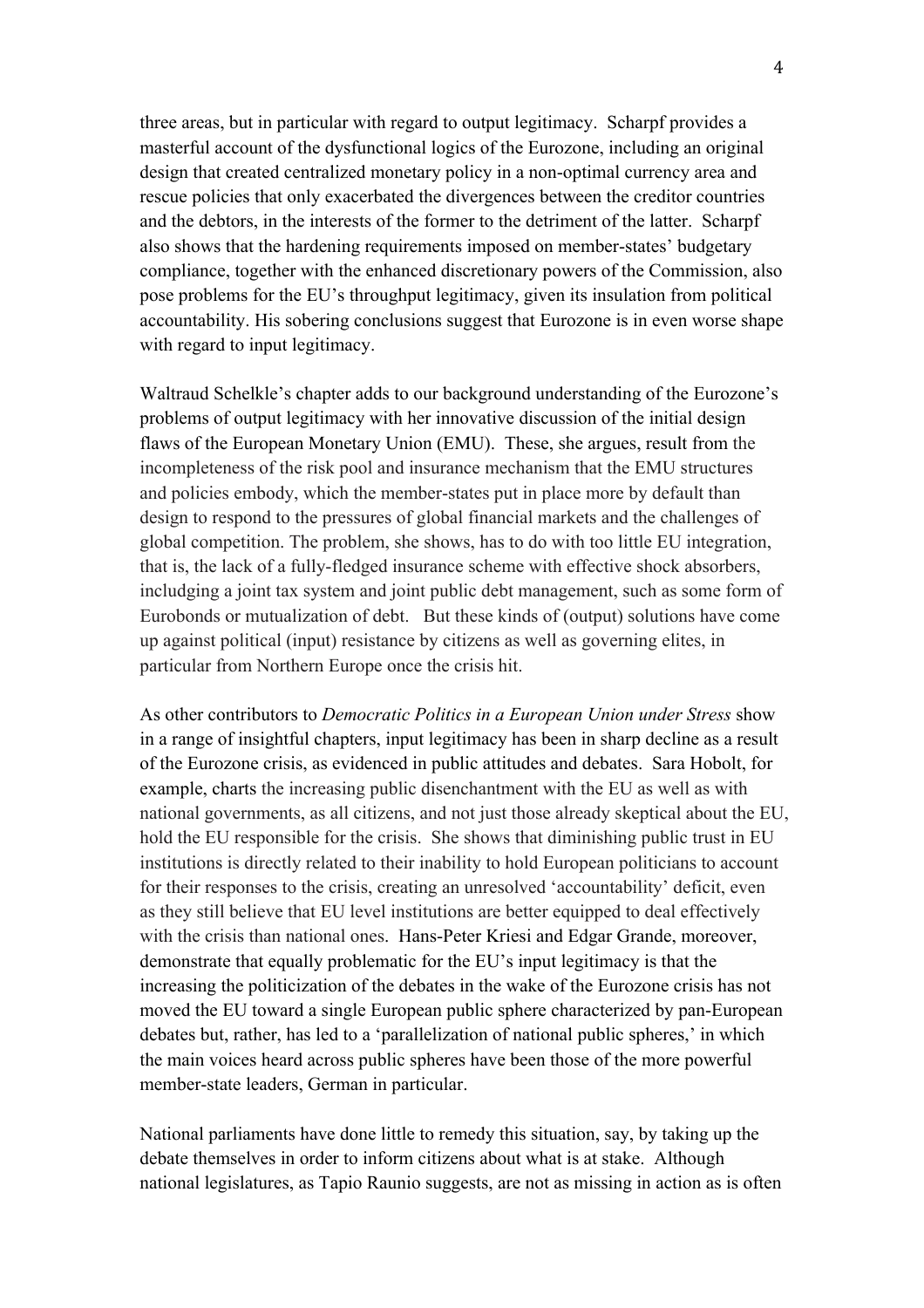three areas, but in particular with regard to output legitimacy. Scharpf provides a masterful account of the dysfunctional logics of the Eurozone, including an original design that created centralized monetary policy in a non-optimal currency area and rescue policies that only exacerbated the divergences between the creditor countries and the debtors, in the interests of the former to the detriment of the latter. Scharpf also shows that the hardening requirements imposed on member-states' budgetary compliance, together with the enhanced discretionary powers of the Commission, also pose problems for the EU's throughput legitimacy, given its insulation from political accountability. His sobering conclusions suggest that Eurozone is in even worse shape with regard to input legitimacy.

Waltraud Schelkle's chapter adds to our background understanding of the Eurozone's problems of output legitimacy with her innovative discussion of the initial design flaws of the European Monetary Union (EMU). These, she argues, result from the incompleteness of the risk pool and insurance mechanism that the EMU structures and policies embody, which the member-states put in place more by default than design to respond to the pressures of global financial markets and the challenges of global competition. The problem, she shows, has to do with too little EU integration, that is, the lack of a fully-fledged insurance scheme with effective shock absorbers, includging a joint tax system and joint public debt management, such as some form of Eurobonds or mutualization of debt. But these kinds of (output) solutions have come up against political (input) resistance by citizens as well as governing elites, in particular from Northern Europe once the crisis hit.

As other contributors to *Democratic Politics in a European Union under Stress* show in a range of insightful chapters, input legitimacy has been in sharp decline as a result of the Eurozone crisis, as evidenced in public attitudes and debates. Sara Hobolt, for example, charts the increasing public disenchantment with the EU as well as with national governments, as all citizens, and not just those already skeptical about the EU, hold the EU responsible for the crisis. She shows that diminishing public trust in EU institutions is directly related to their inability to hold European politicians to account for their responses to the crisis, creating an unresolved 'accountability' deficit, even as they still believe that EU level institutions are better equipped to deal effectively with the crisis than national ones. Hans-Peter Kriesi and Edgar Grande, moreover, demonstrate that equally problematic for the EU's input legitimacy is that the increasing the politicization of the debates in the wake of the Eurozone crisis has not moved the EU toward a single European public sphere characterized by pan-European debates but, rather, has led to a 'parallelization of national public spheres,' in which the main voices heard across public spheres have been those of the more powerful member-state leaders, German in particular.

National parliaments have done little to remedy this situation, say, by taking up the debate themselves in order to inform citizens about what is at stake. Although national legislatures, as Tapio Raunio suggests, are not as missing in action as is often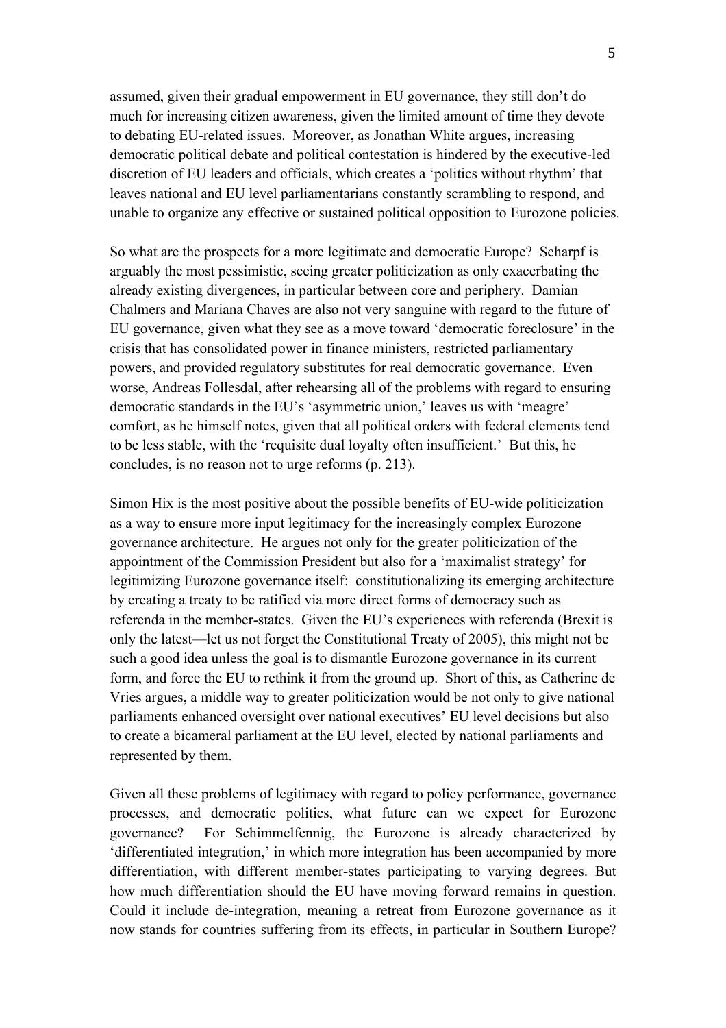assumed, given their gradual empowerment in EU governance, they still don't do much for increasing citizen awareness, given the limited amount of time they devote to debating EU-related issues. Moreover, as Jonathan White argues, increasing democratic political debate and political contestation is hindered by the executive-led discretion of EU leaders and officials, which creates a 'politics without rhythm' that leaves national and EU level parliamentarians constantly scrambling to respond, and unable to organize any effective or sustained political opposition to Eurozone policies.

So what are the prospects for a more legitimate and democratic Europe? Scharpf is arguably the most pessimistic, seeing greater politicization as only exacerbating the already existing divergences, in particular between core and periphery. Damian Chalmers and Mariana Chaves are also not very sanguine with regard to the future of EU governance, given what they see as a move toward 'democratic foreclosure' in the crisis that has consolidated power in finance ministers, restricted parliamentary powers, and provided regulatory substitutes for real democratic governance. Even worse, Andreas Follesdal, after rehearsing all of the problems with regard to ensuring democratic standards in the EU's 'asymmetric union,' leaves us with 'meagre' comfort, as he himself notes, given that all political orders with federal elements tend to be less stable, with the 'requisite dual loyalty often insufficient.' But this, he concludes, is no reason not to urge reforms (p. 213).

Simon Hix is the most positive about the possible benefits of EU-wide politicization as a way to ensure more input legitimacy for the increasingly complex Eurozone governance architecture. He argues not only for the greater politicization of the appointment of the Commission President but also for a 'maximalist strategy' for legitimizing Eurozone governance itself: constitutionalizing its emerging architecture by creating a treaty to be ratified via more direct forms of democracy such as referenda in the member-states. Given the EU's experiences with referenda (Brexit is only the latest—let us not forget the Constitutional Treaty of 2005), this might not be such a good idea unless the goal is to dismantle Eurozone governance in its current form, and force the EU to rethink it from the ground up. Short of this, as Catherine de Vries argues, a middle way to greater politicization would be not only to give national parliaments enhanced oversight over national executives' EU level decisions but also to create a bicameral parliament at the EU level, elected by national parliaments and represented by them.

Given all these problems of legitimacy with regard to policy performance, governance processes, and democratic politics, what future can we expect for Eurozone governance? For Schimmelfennig, the Eurozone is already characterized by 'differentiated integration,' in which more integration has been accompanied by more differentiation, with different member-states participating to varying degrees. But how much differentiation should the EU have moving forward remains in question. Could it include de-integration, meaning a retreat from Eurozone governance as it now stands for countries suffering from its effects, in particular in Southern Europe?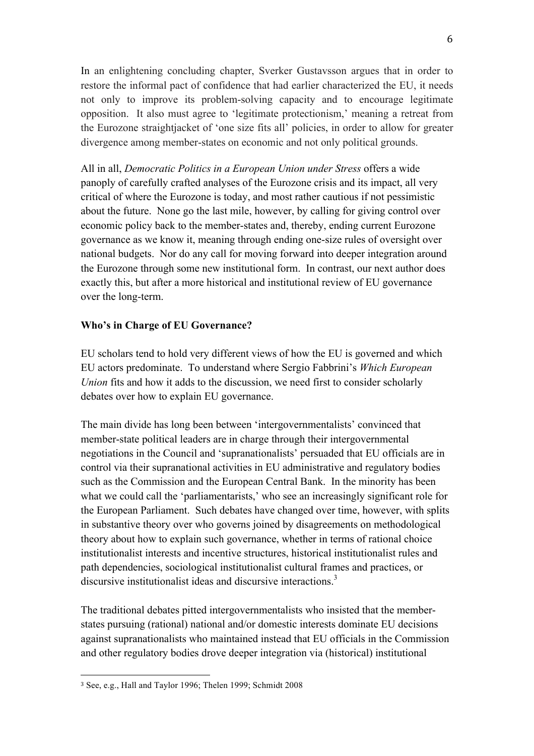In an enlightening concluding chapter, Sverker Gustavsson argues that in order to restore the informal pact of confidence that had earlier characterized the EU, it needs not only to improve its problem-solving capacity and to encourage legitimate opposition. It also must agree to 'legitimate protectionism,' meaning a retreat from the Eurozone straightjacket of 'one size fits all' policies, in order to allow for greater divergence among member-states on economic and not only political grounds.

All in all, *Democratic Politics in a European Union under Stress* offers a wide panoply of carefully crafted analyses of the Eurozone crisis and its impact, all very critical of where the Eurozone is today, and most rather cautious if not pessimistic about the future. None go the last mile, however, by calling for giving control over economic policy back to the member-states and, thereby, ending current Eurozone governance as we know it, meaning through ending one-size rules of oversight over national budgets. Nor do any call for moving forward into deeper integration around the Eurozone through some new institutional form. In contrast, our next author does exactly this, but after a more historical and institutional review of EU governance over the long-term.

**Who's in Charge of EU Governance?**

EU scholars tend to hold very different views of how the EU is governed and which EU actors predominate. To understand where Sergio Fabbrini's *Which European Union* fits and how it adds to the discussion, we need first to consider scholarly debates over how to explain EU governance.

The main divide has long been between 'intergovernmentalists' convinced that member-state political leaders are in charge through their intergovernmental negotiations in the Council and 'supranationalists' persuaded that EU officials are in control via their supranational activities in EU administrative and regulatory bodies such as the Commission and the European Central Bank. In the minority has been what we could call the 'parliamentarists,' who see an increasingly significant role for the European Parliament. Such debates have changed over time, however, with splits in substantive theory over who governs joined by disagreements on methodological theory about how to explain such governance, whether in terms of rational choice institutionalist interests and incentive structures, historical institutionalist rules and path dependencies, sociological institutionalist cultural frames and practices, or discursive institutionalist ideas and discursive interactions.[3]

The traditional debates pitted intergovernmentalists who insisted that the member-states pursuing (rational) national and/or domestic interests dominate EU decisions against supranationalists who maintained instead that EU officials in the Commission and other regulatory bodies drove deeper integration via (historical) institutional

[3] See, e.g., Hall and Taylor 1996; Thelen 1999; Schmidt 2008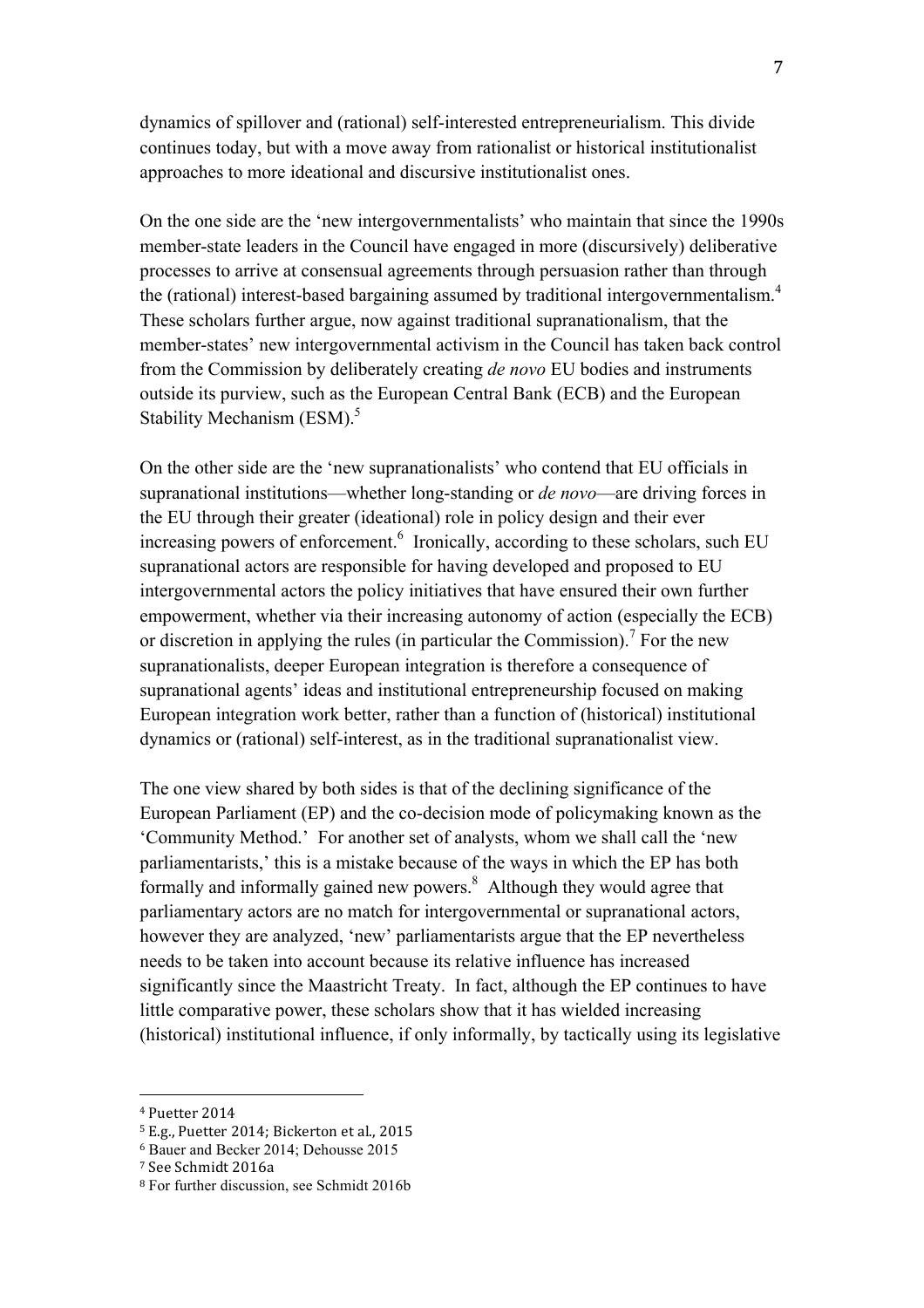dynamics of spillover and (rational) self-interested entrepreneurialism. This divide continues today, but with a move away from rationalist or historical institutionalist approaches to more ideational and discursive institutionalist ones.

On the one side are the 'new intergovernmentalists' who maintain that since the 1990s member-state leaders in the Council have engaged in more (discursively) deliberative processes to arrive at consensual agreements through persuasion rather than through the (rational) interest-based bargaining assumed by traditional intergovernmentalism.[4] These scholars further argue, now against traditional supranationalism, that the member-states' new intergovernmental activism in the Council has taken back control from the Commission by deliberately creating *de novo* EU bodies and instruments outside its purview, such as the European Central Bank (ECB) and the European Stability Mechanism (ESM).[5]

On the other side are the 'new supranationalists' who contend that EU officials in supranational institutions—whether long-standing or *de novo*—are driving forces in the EU through their greater (ideational) role in policy design and their ever increasing powers of enforcement.[6] Ironically, according to these scholars, such EU supranational actors are responsible for having developed and proposed to EU intergovernmental actors the policy initiatives that have ensured their own further empowerment, whether via their increasing autonomy of action (especially the ECB) or discretion in applying the rules (in particular the Commission).[7] For the new supranationalists, deeper European integration is therefore a consequence of supranational agents' ideas and institutional entrepreneurship focused on making European integration work better, rather than a function of (historical) institutional dynamics or (rational) self-interest, as in the traditional supranationalist view.

The one view shared by both sides is that of the declining significance of the European Parliament (EP) and the co-decision mode of policymaking known as the 'Community Method.' For another set of analysts, whom we shall call the 'new parliamentarists,' this is a mistake because of the ways in which the EP has both formally and informally gained new powers.[8] Although they would agree that parliamentary actors are no match for intergovernmental or supranational actors, however they are analyzed, 'new' parliamentarists argue that the EP nevertheless needs to be taken into account because its relative influence has increased significantly since the Maastricht Treaty. In fact, although the EP continues to have little comparative power, these scholars show that it has wielded increasing (historical) institutional influence, if only informally, by tactically using its legislative

---

[4] Puetter 2014

[5] E.g., Puetter 2014; Bickerton et al., 2015

[6] Bauer and Becker 2014; Dehousse 2015

[7] See Schmidt 2016a

[8] For further discussion, see Schmidt 2016b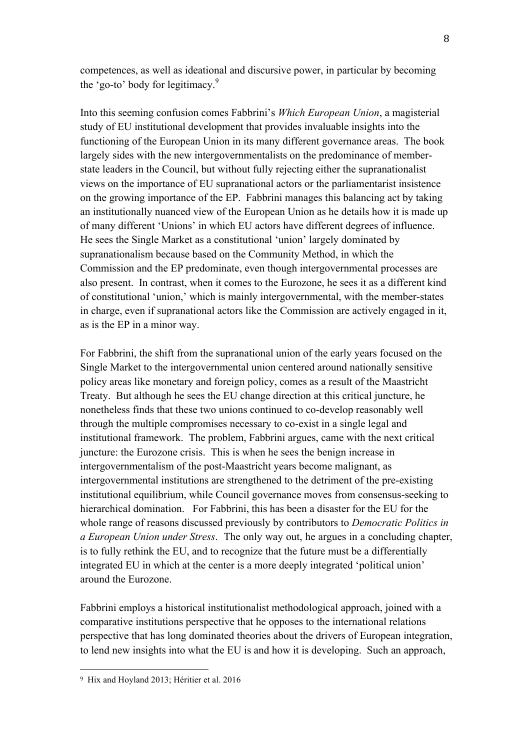competences, as well as ideational and discursive power, in particular by becoming the 'go-to' body for legitimacy.[9]

Into this seeming confusion comes Fabbrini's *Which European Union*, a magisterial study of EU institutional development that provides invaluable insights into the functioning of the European Union in its many different governance areas. The book largely sides with the new intergovernmentalists on the predominance of member-state leaders in the Council, but without fully rejecting either the supranationalist views on the importance of EU supranational actors or the parliamentarist insistence on the growing importance of the EP. Fabbrini manages this balancing act by taking an institutionally nuanced view of the European Union as he details how it is made up of many different 'Unions' in which EU actors have different degrees of influence. He sees the Single Market as a constitutional 'union' largely dominated by supranationalism because based on the Community Method, in which the Commission and the EP predominate, even though intergovernmental processes are also present. In contrast, when it comes to the Eurozone, he sees it as a different kind of constitutional 'union,' which is mainly intergovernmental, with the member-states in charge, even if supranational actors like the Commission are actively engaged in it, as is the EP in a minor way.

For Fabbrini, the shift from the supranational union of the early years focused on the Single Market to the intergovernmental union centered around nationally sensitive policy areas like monetary and foreign policy, comes as a result of the Maastricht Treaty. But although he sees the EU change direction at this critical juncture, he nonetheless finds that these two unions continued to co-develop reasonably well through the multiple compromises necessary to co-exist in a single legal and institutional framework. The problem, Fabbrini argues, came with the next critical juncture: the Eurozone crisis. This is when he sees the benign increase in intergovernmentalism of the post-Maastricht years become malignant, as intergovernmental institutions are strengthened to the detriment of the pre-existing institutional equilibrium, while Council governance moves from consensus-seeking to hierarchical domination. For Fabbrini, this has been a disaster for the EU for the whole range of reasons discussed previously by contributors to *Democratic Politics in a European Union under Stress*. The only way out, he argues in a concluding chapter, is to fully rethink the EU, and to recognize that the future must be a differentially integrated EU in which at the center is a more deeply integrated 'political union' around the Eurozone.

Fabbrini employs a historical institutionalist methodological approach, joined with a comparative institutions perspective that he opposes to the international relations perspective that has long dominated theories about the drivers of European integration, to lend new insights into what the EU is and how it is developing. Such an approach,

[9] Hix and Hoyland 2013; Héritier et al. 2016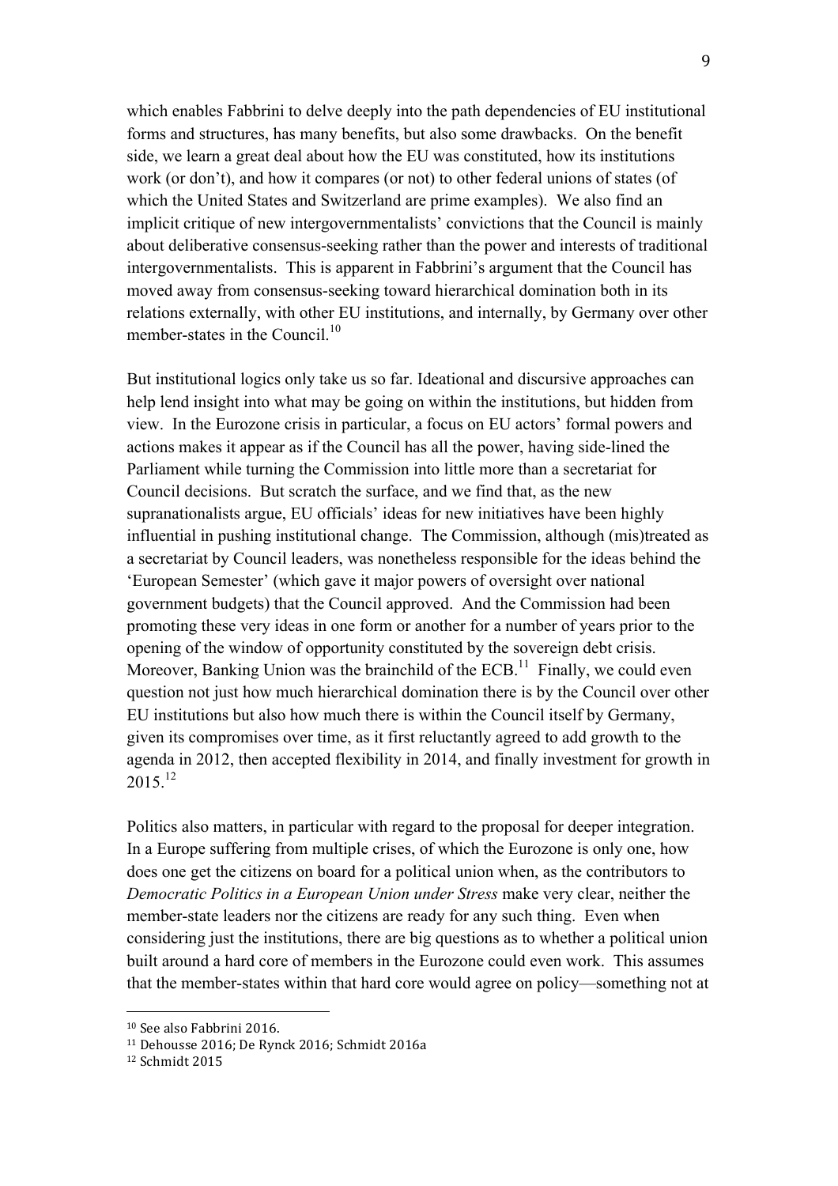which enables Fabbrini to delve deeply into the path dependencies of EU institutional forms and structures, has many benefits, but also some drawbacks. On the benefit side, we learn a great deal about how the EU was constituted, how its institutions work (or don't), and how it compares (or not) to other federal unions of states (of which the United States and Switzerland are prime examples). We also find an implicit critique of new intergovernmentalists' convictions that the Council is mainly about deliberative consensus-seeking rather than the power and interests of traditional intergovernmentalists. This is apparent in Fabbrini's argument that the Council has moved away from consensus-seeking toward hierarchical domination both in its relations externally, with other EU institutions, and internally, by Germany over other member-states in the Council.[10]

But institutional logics only take us so far. Ideational and discursive approaches can help lend insight into what may be going on within the institutions, but hidden from view. In the Eurozone crisis in particular, a focus on EU actors' formal powers and actions makes it appear as if the Council has all the power, having side-lined the Parliament while turning the Commission into little more than a secretariat for Council decisions. But scratch the surface, and we find that, as the new supranationalists argue, EU officials' ideas for new initiatives have been highly influential in pushing institutional change. The Commission, although (mis)treated as a secretariat by Council leaders, was nonetheless responsible for the ideas behind the 'European Semester' (which gave it major powers of oversight over national government budgets) that the Council approved. And the Commission had been promoting these very ideas in one form or another for a number of years prior to the opening of the window of opportunity constituted by the sovereign debt crisis. Moreover, Banking Union was the brainchild of the ECB.[11] Finally, we could even question not just how much hierarchical domination there is by the Council over other EU institutions but also how much there is within the Council itself by Germany, given its compromises over time, as it first reluctantly agreed to add growth to the agenda in 2012, then accepted flexibility in 2014, and finally investment for growth in 2015.[12]

Politics also matters, in particular with regard to the proposal for deeper integration. In a Europe suffering from multiple crises, of which the Eurozone is only one, how does one get the citizens on board for a political union when, as the contributors to *Democratic Politics in a European Union under Stress* make very clear, neither the member-state leaders nor the citizens are ready for any such thing. Even when considering just the institutions, there are big questions as to whether a political union built around a hard core of members in the Eurozone could even work. This assumes that the member-states within that hard core would agree on policy—something not at

---

[10] See also Fabbrini 2016.

[11] Dehousse 2016; De Rynck 2016; Schmidt 2016a

[12] Schmidt 2015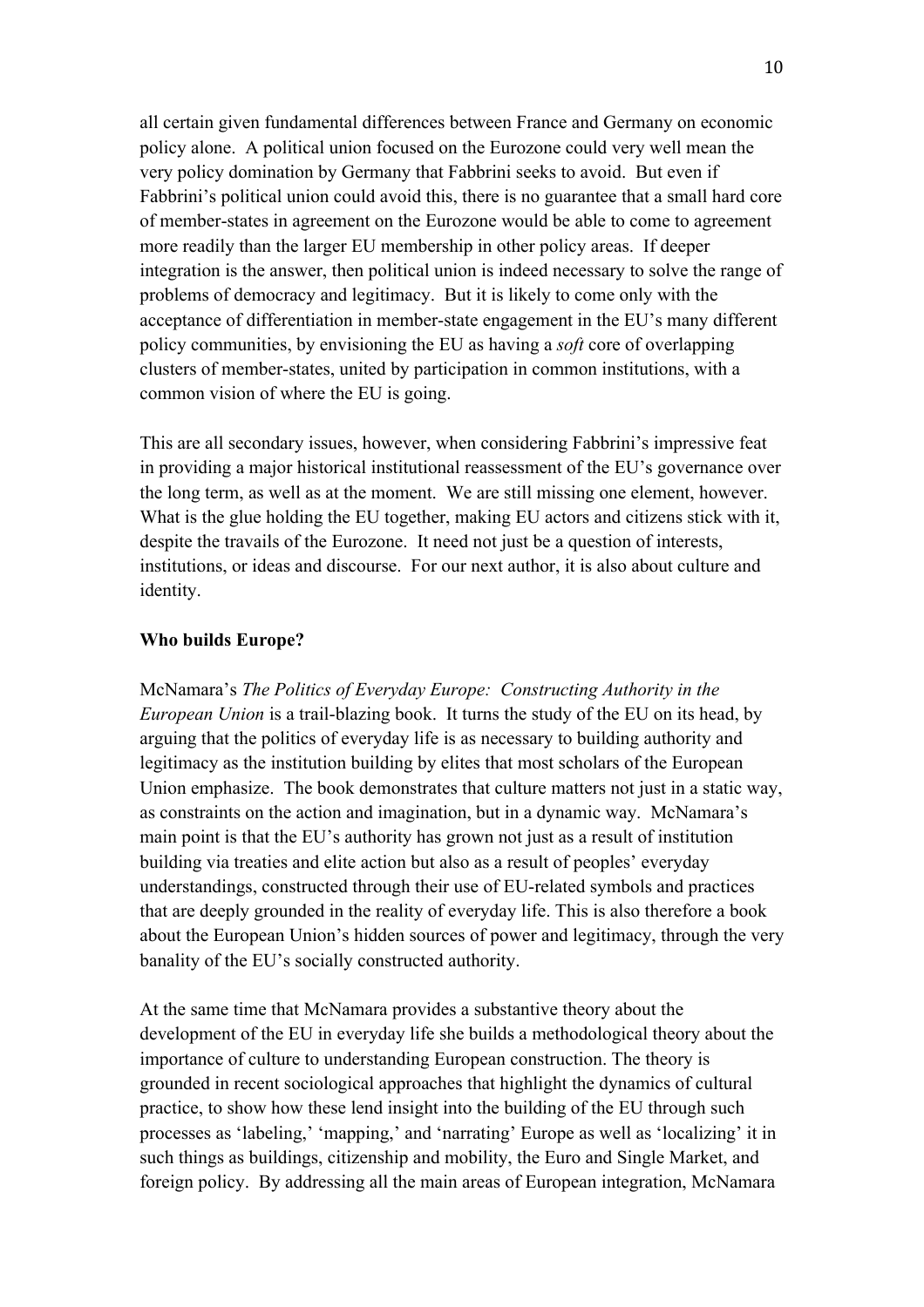all certain given fundamental differences between France and Germany on economic policy alone. A political union focused on the Eurozone could very well mean the very policy domination by Germany that Fabbrini seeks to avoid. But even if Fabbrini's political union could avoid this, there is no guarantee that a small hard core of member-states in agreement on the Eurozone would be able to come to agreement more readily than the larger EU membership in other policy areas. If deeper integration is the answer, then political union is indeed necessary to solve the range of problems of democracy and legitimacy. But it is likely to come only with the acceptance of differentiation in member-state engagement in the EU's many different policy communities, by envisioning the EU as having a *soft* core of overlapping clusters of member-states, united by participation in common institutions, with a common vision of where the EU is going.

This are all secondary issues, however, when considering Fabbrini's impressive feat in providing a major historical institutional reassessment of the EU's governance over the long term, as well as at the moment. We are still missing one element, however. What is the glue holding the EU together, making EU actors and citizens stick with it, despite the travails of the Eurozone. It need not just be a question of interests, institutions, or ideas and discourse. For our next author, it is also about culture and identity.

**Who builds Europe?**

McNamara's *The Politics of Everyday Europe: Constructing Authority in the European Union* is a trail-blazing book. It turns the study of the EU on its head, by arguing that the politics of everyday life is as necessary to building authority and legitimacy as the institution building by elites that most scholars of the European Union emphasize. The book demonstrates that culture matters not just in a static way, as constraints on the action and imagination, but in a dynamic way. McNamara's main point is that the EU's authority has grown not just as a result of institution building via treaties and elite action but also as a result of peoples' everyday understandings, constructed through their use of EU-related symbols and practices that are deeply grounded in the reality of everyday life. This is also therefore a book about the European Union's hidden sources of power and legitimacy, through the very banality of the EU's socially constructed authority.

At the same time that McNamara provides a substantive theory about the development of the EU in everyday life she builds a methodological theory about the importance of culture to understanding European construction. The theory is grounded in recent sociological approaches that highlight the dynamics of cultural practice, to show how these lend insight into the building of the EU through such processes as 'labeling,' 'mapping,' and 'narrating' Europe as well as 'localizing' it in such things as buildings, citizenship and mobility, the Euro and Single Market, and foreign policy. By addressing all the main areas of European integration, McNamara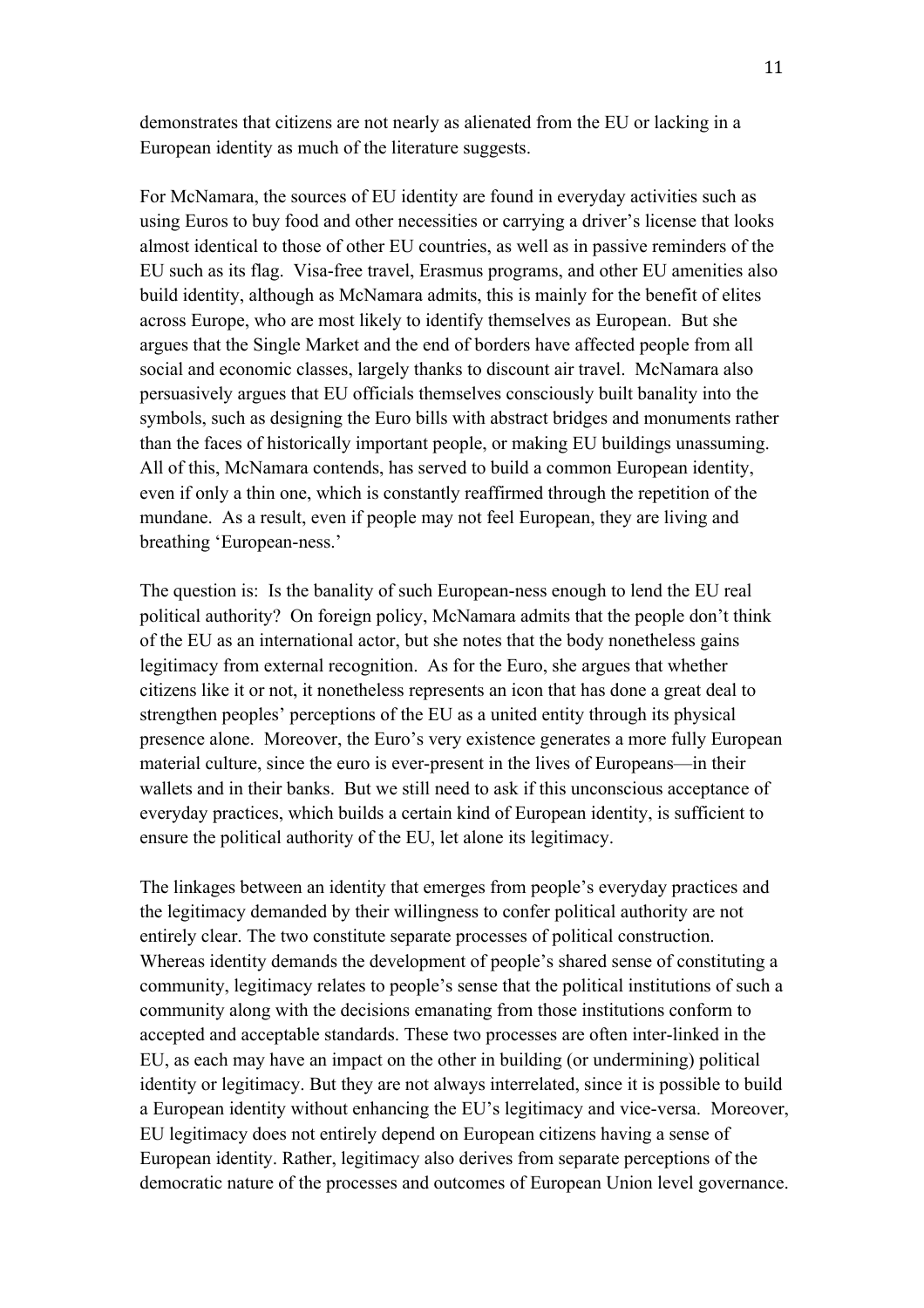demonstrates that citizens are not nearly as alienated from the EU or lacking in a European identity as much of the literature suggests.

For McNamara, the sources of EU identity are found in everyday activities such as using Euros to buy food and other necessities or carrying a driver's license that looks almost identical to those of other EU countries, as well as in passive reminders of the EU such as its flag. Visa-free travel, Erasmus programs, and other EU amenities also build identity, although as McNamara admits, this is mainly for the benefit of elites across Europe, who are most likely to identify themselves as European. But she argues that the Single Market and the end of borders have affected people from all social and economic classes, largely thanks to discount air travel. McNamara also persuasively argues that EU officials themselves consciously built banality into the symbols, such as designing the Euro bills with abstract bridges and monuments rather than the faces of historically important people, or making EU buildings unassuming. All of this, McNamara contends, has served to build a common European identity, even if only a thin one, which is constantly reaffirmed through the repetition of the mundane. As a result, even if people may not feel European, they are living and breathing 'European-ness.'

The question is: Is the banality of such European-ness enough to lend the EU real political authority? On foreign policy, McNamara admits that the people don't think of the EU as an international actor, but she notes that the body nonetheless gains legitimacy from external recognition. As for the Euro, she argues that whether citizens like it or not, it nonetheless represents an icon that has done a great deal to strengthen peoples' perceptions of the EU as a united entity through its physical presence alone. Moreover, the Euro's very existence generates a more fully European material culture, since the euro is ever-present in the lives of Europeans—in their wallets and in their banks. But we still need to ask if this unconscious acceptance of everyday practices, which builds a certain kind of European identity, is sufficient to ensure the political authority of the EU, let alone its legitimacy.

The linkages between an identity that emerges from people's everyday practices and the legitimacy demanded by their willingness to confer political authority are not entirely clear. The two constitute separate processes of political construction. Whereas identity demands the development of people's shared sense of constituting a community, legitimacy relates to people's sense that the political institutions of such a community along with the decisions emanating from those institutions conform to accepted and acceptable standards. These two processes are often inter-linked in the EU, as each may have an impact on the other in building (or undermining) political identity or legitimacy. But they are not always interrelated, since it is possible to build a European identity without enhancing the EU's legitimacy and vice-versa. Moreover, EU legitimacy does not entirely depend on European citizens having a sense of European identity. Rather, legitimacy also derives from separate perceptions of the democratic nature of the processes and outcomes of European Union level governance.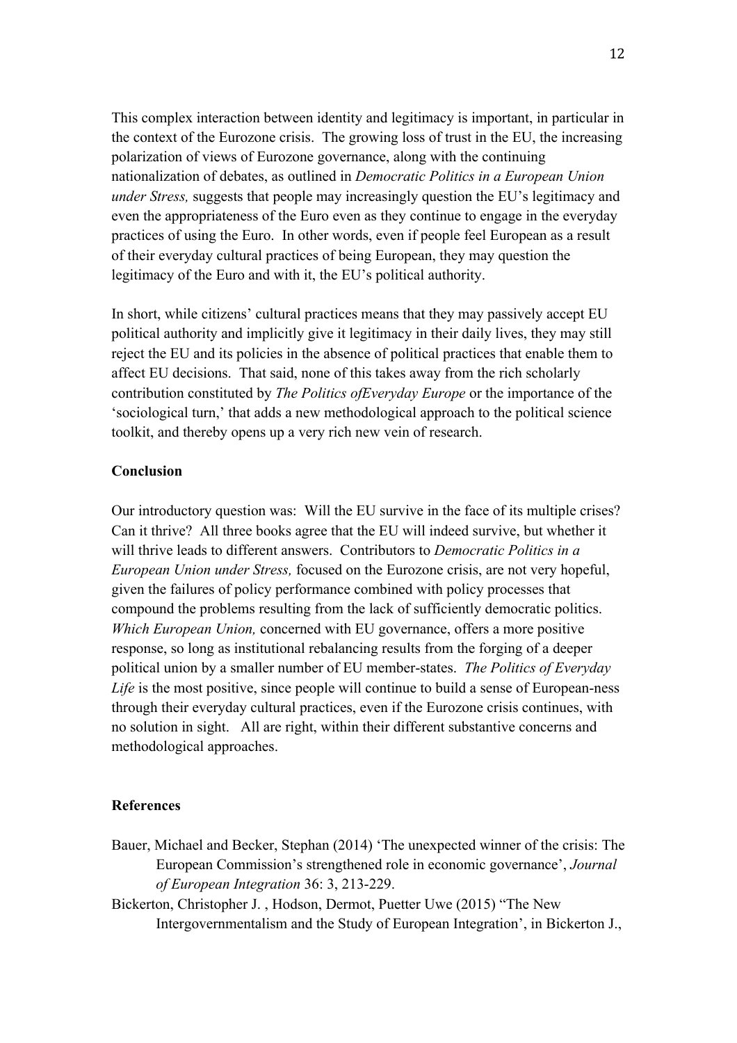This complex interaction between identity and legitimacy is important, in particular in the context of the Eurozone crisis. The growing loss of trust in the EU, the increasing polarization of views of Eurozone governance, along with the continuing nationalization of debates, as outlined in *Democratic Politics in a European Union under Stress,* suggests that people may increasingly question the EU's legitimacy and even the appropriateness of the Euro even as they continue to engage in the everyday practices of using the Euro. In other words, even if people feel European as a result of their everyday cultural practices of being European, they may question the legitimacy of the Euro and with it, the EU's political authority.

In short, while citizens' cultural practices means that they may passively accept EU political authority and implicitly give it legitimacy in their daily lives, they may still reject the EU and its policies in the absence of political practices that enable them to affect EU decisions. That said, none of this takes away from the rich scholarly contribution constituted by *The Politics ofEveryday Europe* or the importance of the 'sociological turn,' that adds a new methodological approach to the political science toolkit, and thereby opens up a very rich new vein of research.

**Conclusion**

Our introductory question was: Will the EU survive in the face of its multiple crises? Can it thrive? All three books agree that the EU will indeed survive, but whether it will thrive leads to different answers. Contributors to *Democratic Politics in a European Union under Stress,* focused on the Eurozone crisis, are not very hopeful, given the failures of policy performance combined with policy processes that compound the problems resulting from the lack of sufficiently democratic politics. *Which European Union,* concerned with EU governance, offers a more positive response, so long as institutional rebalancing results from the forging of a deeper political union by a smaller number of EU member-states. *The Politics of Everyday Life* is the most positive, since people will continue to build a sense of European-ness through their everyday cultural practices, even if the Eurozone crisis continues, with no solution in sight. All are right, within their different substantive concerns and methodological approaches.

**References**

Bauer, Michael and Becker, Stephan (2014) 'The unexpected winner of the crisis: The European Commission's strengthened role in economic governance', *Journal of European Integration* 36: 3, 213-229.

Bickerton, Christopher J. , Hodson, Dermot, Puetter Uwe (2015) "The New Intergovernmentalism and the Study of European Integration', in Bickerton J.,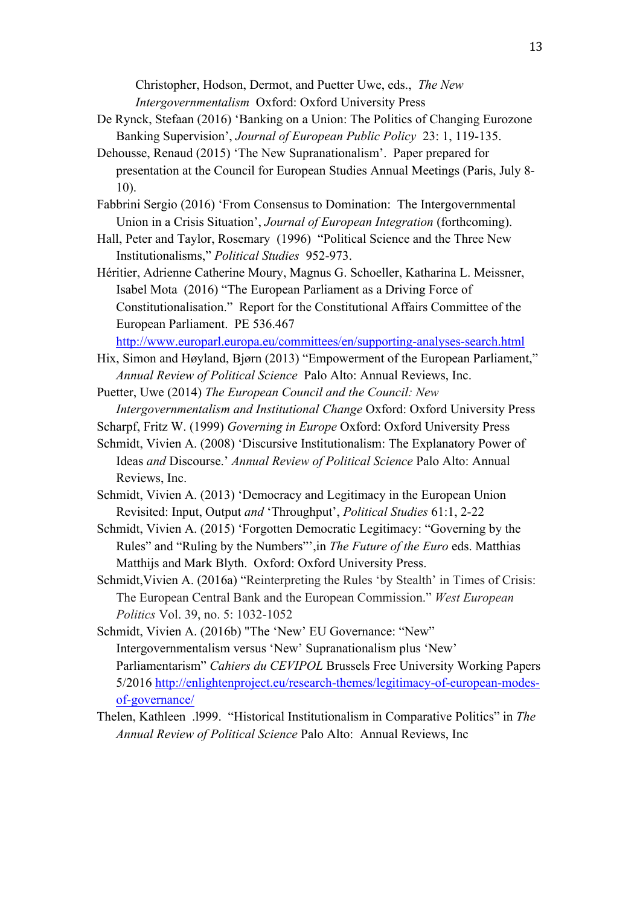Christopher, Hodson, Dermot, and Puetter Uwe, eds., *The New Intergovernmentalism* Oxford: Oxford University Press

De Rynck, Stefaan (2016) 'Banking on a Union: The Politics of Changing Eurozone Banking Supervision', *Journal of European Public Policy* 23: 1, 119-135.

Dehousse, Renaud (2015) 'The New Supranationalism'. Paper prepared for presentation at the Council for European Studies Annual Meetings (Paris, July 8-10).

Fabbrini Sergio (2016) 'From Consensus to Domination: The Intergovernmental Union in a Crisis Situation', *Journal of European Integration* (forthcoming).

Hall, Peter and Taylor, Rosemary (1996) "Political Science and the Three New Institutionalisms," *Political Studies* 952-973.

Héritier, Adrienne Catherine Moury, Magnus G. Schoeller, Katharina L. Meissner, Isabel Mota (2016) "The European Parliament as a Driving Force of Constitutionalisation." Report for the Constitutional Affairs Committee of the European Parliament. PE 536.467 http://www.europarl.europa.eu/committees/en/supporting-analyses-search.html

Hix, Simon and Høyland, Bjørn (2013) "Empowerment of the European Parliament," *Annual Review of Political Science* Palo Alto: Annual Reviews, Inc.

Puetter, Uwe (2014) *The European Council and the Council: New Intergovernmentalism and Institutional Change* Oxford: Oxford University Press

Scharpf, Fritz W. (1999) *Governing in Europe* Oxford: Oxford University Press

Schmidt, Vivien A. (2008) 'Discursive Institutionalism: The Explanatory Power of Ideas *and* Discourse.' *Annual Review of Political Science* Palo Alto: Annual Reviews, Inc.

Schmidt, Vivien A. (2013) 'Democracy and Legitimacy in the European Union Revisited: Input, Output *and* 'Throughput', *Political Studies* 61:1, 2-22

Schmidt, Vivien A. (2015) 'Forgotten Democratic Legitimacy: "Governing by the Rules" and "Ruling by the Numbers"',in *The Future of the Euro* eds. Matthias Matthijs and Mark Blyth. Oxford: Oxford University Press.

Schmidt,Vivien A. (2016a) "Reinterpreting the Rules 'by Stealth' in Times of Crisis: The European Central Bank and the European Commission." *West European Politics* Vol. 39, no. 5: 1032-1052

Schmidt, Vivien A. (2016b) "The 'New' EU Governance: "New" Intergovernmentalism versus 'New' Supranationalism plus 'New' Parliamentarism" *Cahiers du CEVIPOL* Brussels Free University Working Papers 5/2016 http://enlightenproject.eu/research-themes/legitimacy-of-european-modes-of-governance/

Thelen, Kathleen .l999. "Historical Institutionalism in Comparative Politics" in *The Annual Review of Political Science* Palo Alto: Annual Reviews, Inc